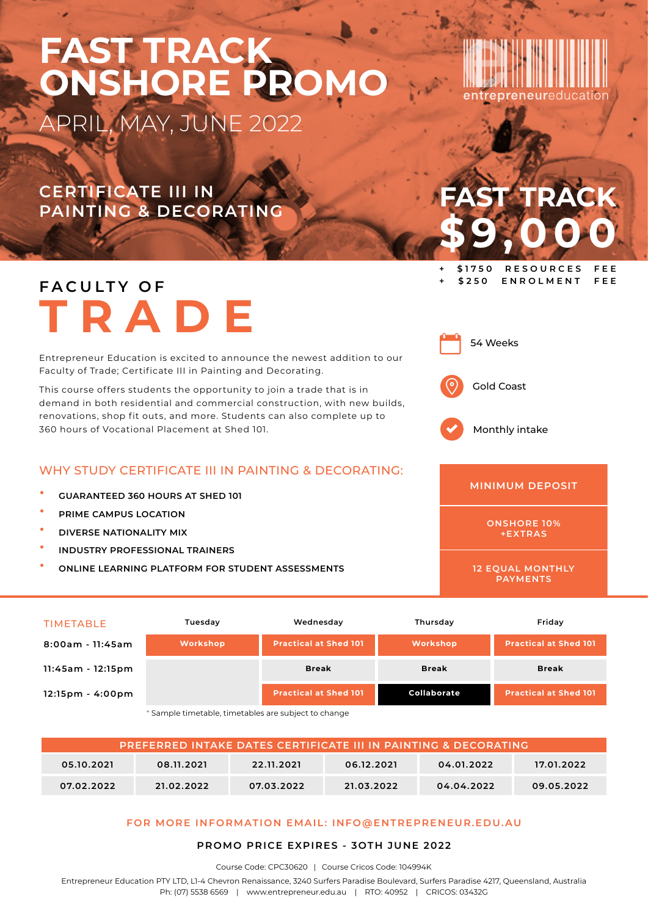# FAST TRACK ONSHORE PROMO

APRIL, MAY, JUNE 2022

entrepreneureducation

## CERTIFICATE III IN PAINTING & DECORATING

**FAST TRACK $9,000**

- \+ $1750 RESOURCES FEE
- \+ $250 ENROLMENT FEE

## FACULTY OF TRADE

Entrepreneur Education is excited to announce the newest addition to our Faculty of Trade; Certificate III in Painting and Decorating.

This course offers students the opportunity to join a trade that is in demand in both residential and commercial construction, with new builds, renovations, shop fit outs, and more. Students can also complete up to 360 hours of Vocational Placement at Shed 101.

- 54 Weeks
- Gold Coast
- Monthly intake

### WHY STUDY CERTIFICATE III IN PAINTING & DECORATING:

- GUARANTEED 360 HOURS AT SHED 101
- PRIME CAMPUS LOCATION
- DIVERSE NATIONALITY MIX
- INDUSTRY PROFESSIONAL TRAINERS
- ONLINE LEARNING PLATFORM FOR STUDENT ASSESSMENTS

**MINIMUM DEPOSIT**

ONSHORE 10% +EXTRAS

12 EQUAL MONTHLY PAYMENTS

| TIMETABLE | Tuesday | Wednesday | Thursday | Friday |
|---|---|---|---|---|
| 8:00am - 11:45am | Workshop | Practical at Shed 101 | Workshop | Practical at Shed 101 |
| 11:45am - 12:15pm | | Break | Break | Break |
| 12:15pm - 4:00pm | | Practical at Shed 101 | Collaborate | Practical at Shed 101 |

\* Sample timetable, timetables are subject to change

| PREFERRED INTAKE DATES CERTIFICATE III IN PAINTING & DECORATING | | | | | |
|---|---|---|---|---|---|
| 05.10.2021 | 08.11.2021 | 22.11.2021 | 06.12.2021 | 04.01.2022 | 17.01.2022 |
| 07.02.2022 | 21.02.2022 | 07.03.2022 | 21.03.2022 | 04.04.2022 | 09.05.2022 |

**FOR MORE INFORMATION EMAIL: INFO@ENTREPRENEUR.EDU.AU**

**PROMO PRICE EXPIRES - 30TH JUNE 2022**

Course Code: CPC30620 | Course Cricos Code: 104994K

Entrepreneur Education PTY LTD, L1-4 Chevron Renaissance, 3240 Surfers Paradise Boulevard, Surfers Paradise 4217, Queensland, Australia
Ph: (07) 5538 6569 | www.entrepreneur.edu.au | RTO: 40952 | CRICOS: 03432G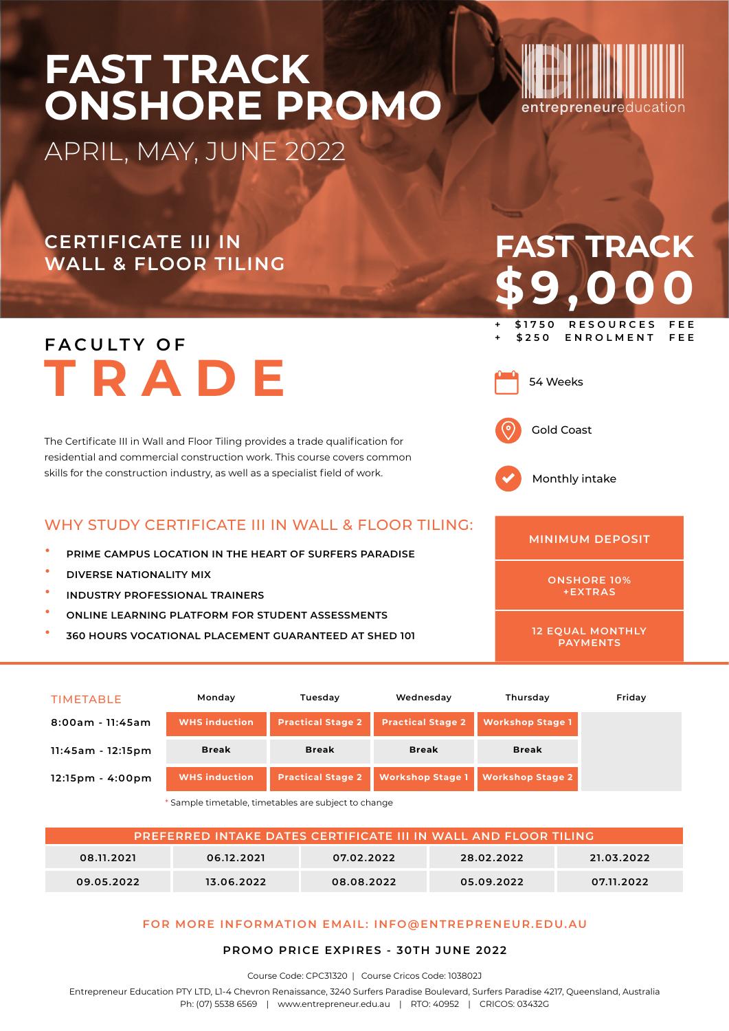# FAST TRACK ONSHORE PROMO

APRIL, MAY, JUNE 2022

entrepreneureducation

## CERTIFICATE III IN WALL & FLOOR TILING

## FAST TRACK $9,000

+ $1750 RESOURCES FEE
+ $250 ENROLMENT FEE

## FACULTY OF TRADE

The Certificate III in Wall and Floor Tiling provides a trade qualification for residential and commercial construction work. This course covers common skills for the construction industry, as well as a specialist field of work.

- 54 Weeks
- Gold Coast
- Monthly intake

### WHY STUDY CERTIFICATE III IN WALL & FLOOR TILING:

- PRIME CAMPUS LOCATION IN THE HEART OF SURFERS PARADISE
- DIVERSE NATIONALITY MIX
- INDUSTRY PROFESSIONAL TRAINERS
- ONLINE LEARNING PLATFORM FOR STUDENT ASSESSMENTS
- 360 HOURS VOCATIONAL PLACEMENT GUARANTEED AT SHED 101

**MINIMUM DEPOSIT**

ONSHORE 10% +EXTRAS

12 EQUAL MONTHLY PAYMENTS

| TIMETABLE | Monday | Tuesday | Wednesday | Thursday | Friday |
|---|---|---|---|---|---|
| 8:00am - 11:45am | WHS induction | Practical Stage 2 | Practical Stage 2 | Workshop Stage 1 | |
| 11:45am - 12:15pm | Break | Break | Break | Break | |
| 12:15pm - 4:00pm | WHS induction | Practical Stage 2 | Workshop Stage 1 | Workshop Stage 2 | |

\* Sample timetable, timetables are subject to change

| PREFERRED INTAKE DATES CERTIFICATE III IN WALL AND FLOOR TILING | | | | |
|---|---|---|---|---|
| 08.11.2021 | 06.12.2021 | 07.02.2022 | 28.02.2022 | 21.03.2022 |
| 09.05.2022 | 13.06.2022 | 08.08.2022 | 05.09.2022 | 07.11.2022 |

FOR MORE INFORMATION EMAIL: INFO@ENTREPRENEUR.EDU.AU

**PROMO PRICE EXPIRES - 30TH JUNE 2022**

Course Code: CPC31320 | Course Cricos Code: 103802J

Entrepreneur Education PTY LTD, L1-4 Chevron Renaissance, 3240 Surfers Paradise Boulevard, Surfers Paradise 4217, Queensland, Australia
Ph: (07) 5538 6569 | www.entrepreneur.edu.au | RTO: 40952 | CRICOS: 03432G